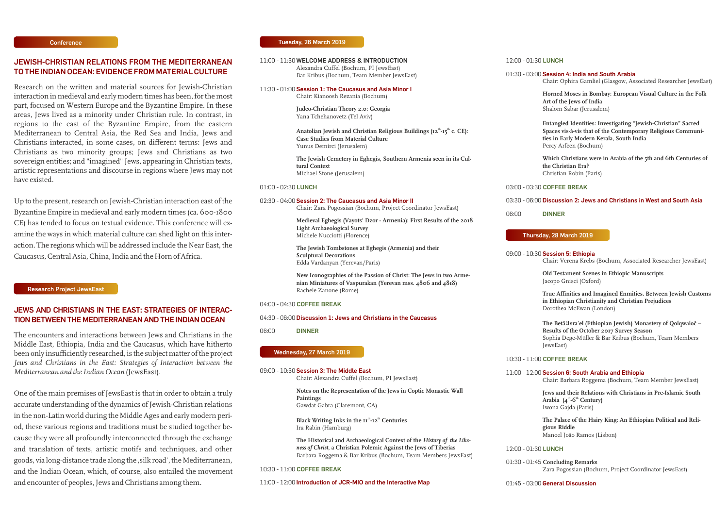Conference

## JEWISH-CHRISTIAN RELATIONS FROM THE MEDITERRANEAN TO THE INDIAN OCEAN: EVIDENCE FROM MATERIAL CULTURE

Research on the written and material sources for Jewish-Christian interaction in medieval and early modern times has been, for the most part, focused on Western Europe and the Byzantine Empire. In these areas, Jews lived as a minority under Christian rule. In contrast, in regions to the east of the Byzantine Empire, from the eastern Mediterranean to Central Asia, the Red Sea and India, Jews and Christians interacted, in some cases, on different terms: Jews and Christians as two minority groups; Jews and Christians as two sovereign entities; and "imagined" Jews, appearing in Christian texts, artistic representations and discourse in regions where Jews may not have existed.

Up to the present, research on Jewish-Christian interaction east of the Byzantine Empire in medieval and early modern times (ca. 600-1800 CE) has tended to focus on textual evidence. This conference will examine the ways in which material culture can shed light on this interaction. The regions which will be addressed include the Near East, the Caucasus, Central Asia, China, India and the Horn of Africa.

Research Project JewsEast

## JEWS AND CHRISTIANS IN THE EAST: STRATEGIES OF INTERACTION BETWEEN THE MEDITERRANEAN AND THE INDIAN OCEAN

The encounters and interactions between Jews and Christians in the Middle East, Ethiopia, India and the Caucasus, which have hitherto been only insufficiently researched, is the subject matter of the project *Jews and Christians in the East: Strategies of Interaction between the Mediterranean and the Indian Ocean* (JewsEast).

One of the main premises of JewsEast is that in order to obtain a truly accurate understanding of the dynamics of Jewish-Christian relations in the non-Latin world during the Middle Ages and early modern period, these various regions and traditions must be studied together because they were all profoundly interconnected through the exchange and translation of texts, artistic motifs and techniques, and other goods, via long-distance trade along the ‚silk road', the Mediterranean, and the Indian Ocean, which, of course, also entailed the movement and encounter of peoples, Jews and Christians among them.

### Tuesday, 26 March 2019

11:00 - 11:30 **WELCOME ADDRESS & INTRODUCTION**
Alexandra Cuffel (Bochum, PI JewsEast)
Bar Kribus (Bochum, Team Member JewsEast)

11:30 - 01:00 **Session 1: The Caucasus and Asia Minor I**
Chair: Kianoosh Rezania (Bochum)

**Judeo-Christian Theory 2.0: Georgia**
Yana Tchehanovetz (Tel Aviv)

**Anatolian Jewish and Christian Religious Buildings (12th-15th c. CE): Case Studies from Material Culture**
Yunus Demirci (Jerusalem)

**The Jewish Cemetery in Eghegis, Southern Armenia seen in its Cultural Context**
Michael Stone (Jerusalem)

01:00 - 02:30 **LUNCH**

02:30 - 04:00 **Session 2: The Caucasus and Asia Minor II**
Chair: Zara Pogossian (Bochum, Project Coordinator JewsEast)

**Medieval Eghegis (Vayots' Dzor - Armenia): First Results of the 2018 Light Archaeological Survey**
Michele Nucciotti (Florence)

**The Jewish Tombstones at Eghegis (Armenia) and their Sculptural Decorations**
Edda Vardanyan (Yerevan/Paris)

**New Iconographies of the Passion of Christ: The Jews in two Armenian Miniatures of Vaspurakan (Yerevan mss. 4806 and 4818)**
Rachele Zanone (Rome)

04:00 - 04:30 **COFFEE BREAK**

04:30 - 06:00 **Discussion 1: Jews and Christians in the Caucasus**

06:00 **DINNER**

### Wednesday, 27 March 2019

09:00 - 10:30 **Session 3: The Middle East**
Chair: Alexandra Cuffel (Bochum, PI JewsEast)

**Notes on the Representation of the Jews in Coptic Monastic Wall Paintings**
Gawdat Gabra (Claremont, CA)

**Black Writing Inks in the 11th-12th Centuries**
Ira Rabin (Hamburg)

**The Historical and Archaeological Context of the *History of the Likeness of Christ*, a Christian Polemic Against the Jews of Tiberias**
Barbara Roggema & Bar Kribus (Bochum, Team Members JewsEast)

10:30 - 11:00 **COFFEE BREAK**

11:00 - 12:00 **Introduction of JCR-MIO and the Interactive Map**

12:00 - 01:30 **LUNCH**

01:30 - 03:00 **Session 4: India and South Arabia**
Chair: Ophira Gamliel (Glasgow, Associated Researcher JewsEast)

**Horned Moses in Bombay: European Visual Culture in the Folk Art of the Jews of India**
Shalom Sabar (Jerusalem)

**Entangled Identities: Investigating "Jewish-Christian" Sacred Spaces vis-à-vis that of the Contemporary Religious Communities in Early Modern Kerala, South India**
Percy Arfeen (Bochum)

**Which Christians were in Arabia of the 5th and 6th Centuries of the Christian Era?**
Christian Robin (Paris)

03:00 - 03:30 **COFFEE BREAK**

03:30 - 06:00 **Discussion 2: Jews and Christians in West and South Asia**

06:00 **DINNER**

### Thursday, 28 March 2019

09:00 - 10:30 **Session 5: Ethiopia**
Chair: Verena Krebs (Bochum, Associated Researcher JewsEast)

**Old Testament Scenes in Ethiopic Manuscripts**
Jacopo Gnisci (Oxford)

**True Affinities and Imagined Enmities. Between Jewish Customs in Ethiopian Christianity and Christian Prejudices**
Dorothea McEwan (London)

**The Betä Ǝsraʾel (Ethiopian Jewish) Monastery of Qolqwaloč – Results of the October 2017 Survey Season**
Sophia Dege-Müller & Bar Kribus (Bochum, Team Members JewsEast)

10:30 - 11:00 **COFFEE BREAK**

11:00 - 12:00 **Session 6: South Arabia and Ethiopia**
Chair: Barbara Roggema (Bochum, Team Member JewsEast)

**Jews and their Relations with Christians in Pre-Islamic South Arabia (4th-6th Century)**
Iwona Gajda (Paris)

**The Palace of the Hairy King: An Ethiopian Political and Religious Riddle**
Manoel João Ramos (Lisbon)

12:00 - 01:30 **LUNCH**

01:30 - 01:45 **Concluding Remarks**
Zara Pogossian (Bochum, Project Coordinator JewsEast)

01:45 - 03:00 **General Discussion**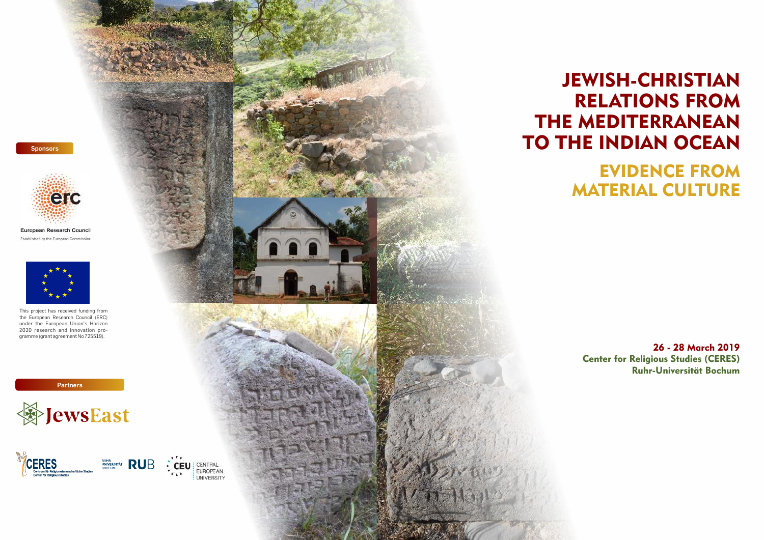# JEWISH-CHRISTIAN RELATIONS FROM THE MEDITERRANEAN TO THE INDIAN OCEAN

## EVIDENCE FROM MATERIAL CULTURE

**26 - 28 March 2019**
**Center for Religious Studies (CERES)**
**Ruhr-Universität Bochum**

**Sponsors**

European Research Council
Established by the European Commission

This project has received funding from the European Research Council (ERC) under the European Union's Horizon 2020 research and innovation programme (grant agreement No 725519).

**Partners**

JewsEast

CERES Centrum für Religionswissenschaftliche Studien Center for Religious Studies

RUHR UNIVERSITÄT BOCHUM RUB

CEU CENTRAL EUROPEAN UNIVERSITY